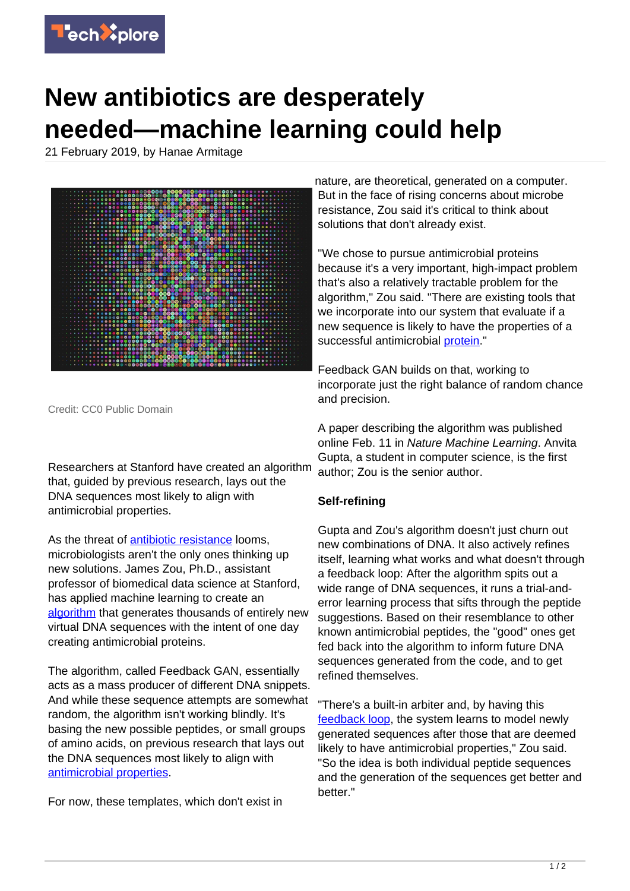# New antibiotics are desperately needed—machine learning could help

21 February 2019, by Hanae Armitage

Credit: CC0 Public Domain

Researchers at Stanford have created an algorithm that, guided by previous research, lays out the DNA sequences most likely to align with antimicrobial properties.

As the threat of antibiotic resistance looms, microbiologists aren't the only ones thinking up new solutions. James Zou, Ph.D., assistant professor of biomedical data science at Stanford, has applied machine learning to create an algorithm that generates thousands of entirely new virtual DNA sequences with the intent of one day creating antimicrobial proteins.

The algorithm, called Feedback GAN, essentially acts as a mass producer of different DNA snippets. And while these sequence attempts are somewhat random, the algorithm isn't working blindly. It's basing the new possible peptides, or small groups of amino acids, on previous research that lays out the DNA sequences most likely to align with antimicrobial properties.

For now, these templates, which don't exist in nature, are theoretical, generated on a computer. But in the face of rising concerns about microbe resistance, Zou said it's critical to think about solutions that don't already exist.

"We chose to pursue antimicrobial proteins because it's a very important, high-impact problem that's also a relatively tractable problem for the algorithm," Zou said. "There are existing tools that we incorporate into our system that evaluate if a new sequence is likely to have the properties of a successful antimicrobial protein."

Feedback GAN builds on that, working to incorporate just the right balance of random chance and precision.

A paper describing the algorithm was published online Feb. 11 in *Nature Machine Learning*. Anvita Gupta, a student in computer science, is the first author; Zou is the senior author.

## Self-refining

Gupta and Zou's algorithm doesn't just churn out new combinations of DNA. It also actively refines itself, learning what works and what doesn't through a feedback loop: After the algorithm spits out a wide range of DNA sequences, it runs a trial-and-error learning process that sifts through the peptide suggestions. Based on their resemblance to other known antimicrobial peptides, the "good" ones get fed back into the algorithm to inform future DNA sequences generated from the code, and to get refined themselves.

"There's a built-in arbiter and, by having this feedback loop, the system learns to model newly generated sequences after those that are deemed likely to have antimicrobial properties," Zou said. "So the idea is both individual peptide sequences and the generation of the sequences get better and better."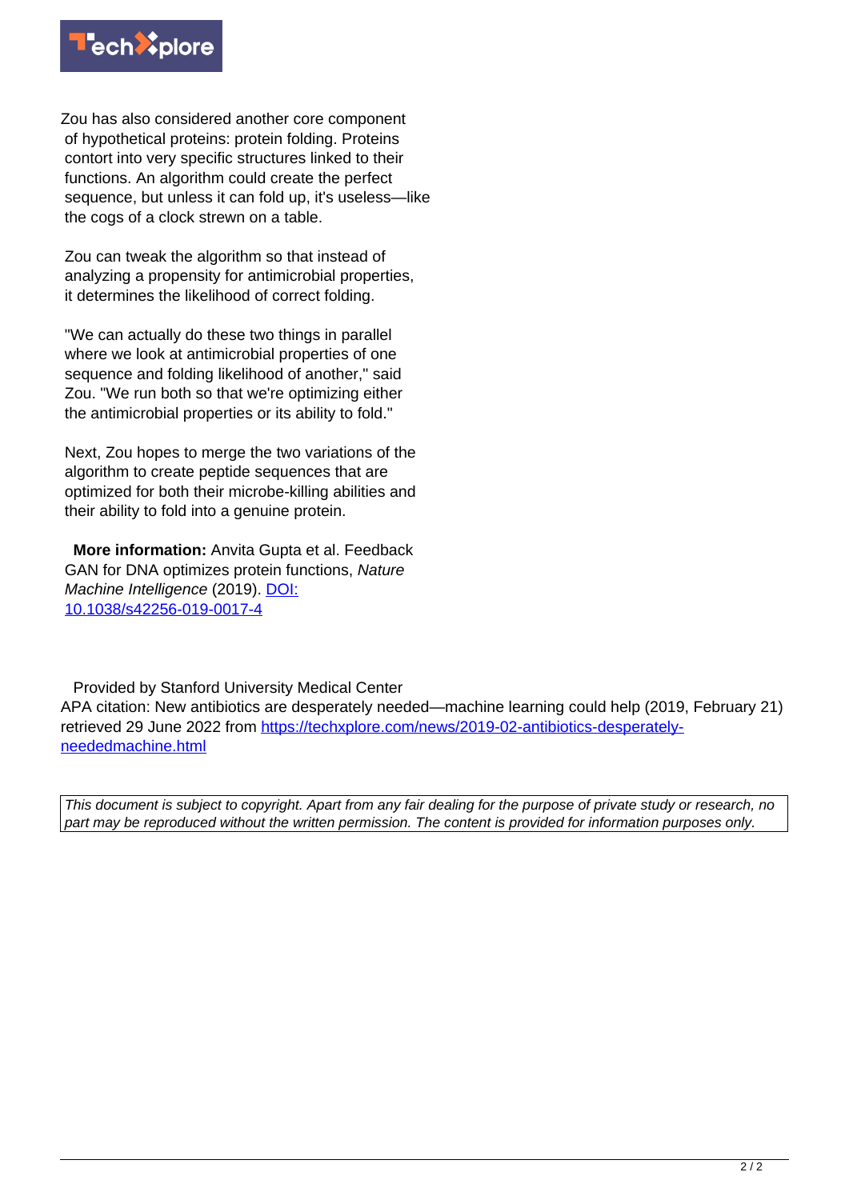Zou has also considered another core component of hypothetical proteins: protein folding. Proteins contort into very specific structures linked to their functions. An algorithm could create the perfect sequence, but unless it can fold up, it's useless—like the cogs of a clock strewn on a table.

Zou can tweak the algorithm so that instead of analyzing a propensity for antimicrobial properties, it determines the likelihood of correct folding.

"We can actually do these two things in parallel where we look at antimicrobial properties of one sequence and folding likelihood of another," said Zou. "We run both so that we're optimizing either the antimicrobial properties or its ability to fold."

Next, Zou hopes to merge the two variations of the algorithm to create peptide sequences that are optimized for both their microbe-killing abilities and their ability to fold into a genuine protein.

**More information:** Anvita Gupta et al. Feedback GAN for DNA optimizes protein functions, *Nature Machine Intelligence* (2019). [DOI: 10.1038/s42256-019-0017-4](https://dx.doi.org/10.1038/s42256-019-0017-4)

Provided by Stanford University Medical Center

APA citation: New antibiotics are desperately needed—machine learning could help (2019, February 21) retrieved 29 June 2022 from [https://techxplore.com/news/2019-02-antibiotics-desperately-neededmachine.html](https://techxplore.com/news/2019-02-antibiotics-desperately-neededmachine.html)

*This document is subject to copyright. Apart from any fair dealing for the purpose of private study or research, no part may be reproduced without the written permission. The content is provided for information purposes only.*